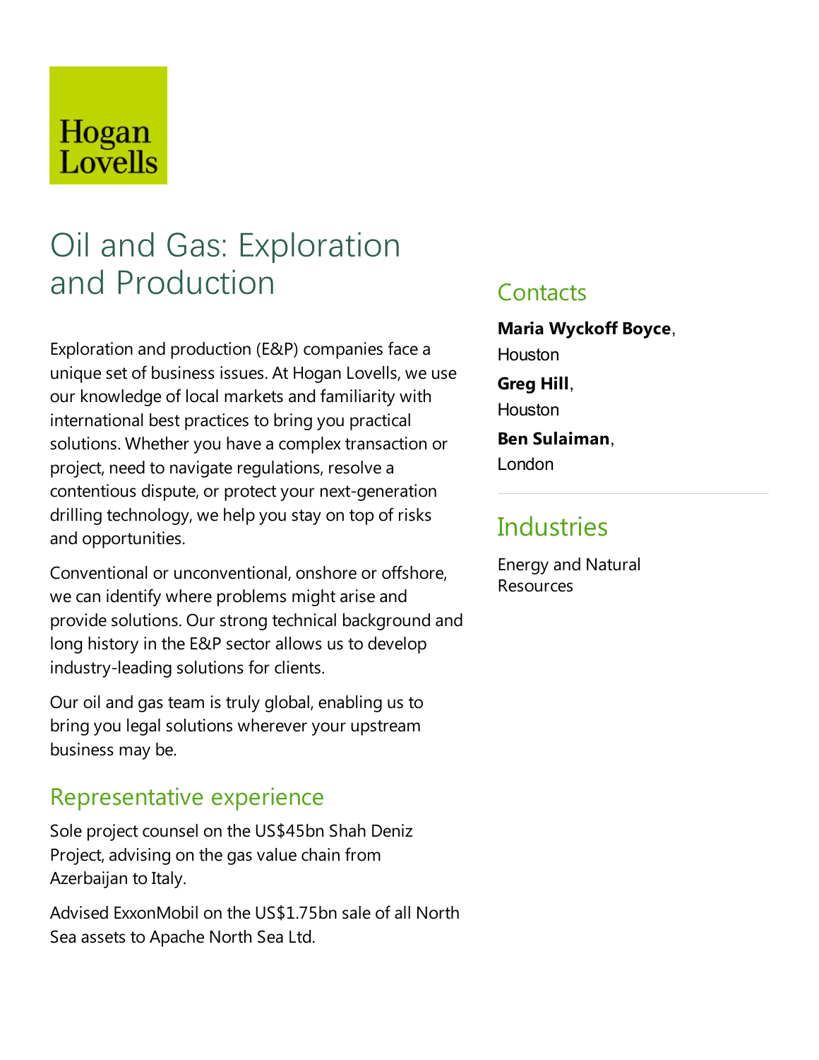Hogan Lovells

# Oil and Gas: Exploration and Production

Exploration and production (E&P) companies face a unique set of business issues. At Hogan Lovells, we use our knowledge of local markets and familiarity with international best practices to bring you practical solutions. Whether you have a complex transaction or project, need to navigate regulations, resolve a contentious dispute, or protect your next-generation drilling technology, we help you stay on top of risks and opportunities.

Conventional or unconventional, onshore or offshore, we can identify where problems might arise and provide solutions. Our strong technical background and long history in the E&P sector allows us to develop industry-leading solutions for clients.

Our oil and gas team is truly global, enabling us to bring you legal solutions wherever your upstream business may be.

## Representative experience

Sole project counsel on the US$45bn Shah Deniz Project, advising on the gas value chain from Azerbaijan to Italy.

Advised ExxonMobil on the US$1.75bn sale of all North Sea assets to Apache North Sea Ltd.

## Contacts

**Maria Wyckoff Boyce**, Houston

**Greg Hill**, Houston

**Ben Sulaiman**, London

## Industries

Energy and Natural Resources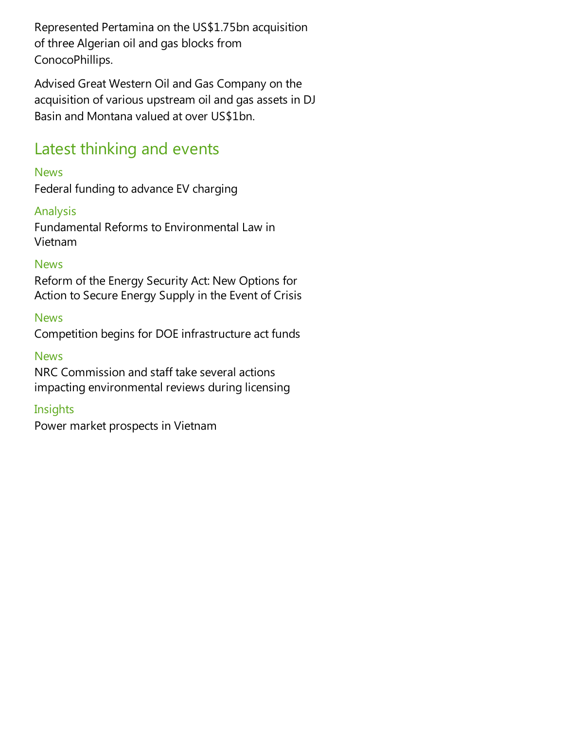Represented Pertamina on the US$1.75bn acquisition of three Algerian oil and gas blocks from ConocoPhillips.

Advised Great Western Oil and Gas Company on the acquisition of various upstream oil and gas assets in DJ Basin and Montana valued at over US$1bn.

## Latest thinking and events

News
Federal funding to advance EV charging

Analysis
Fundamental Reforms to Environmental Law in Vietnam

News
Reform of the Energy Security Act: New Options for Action to Secure Energy Supply in the Event of Crisis

News
Competition begins for DOE infrastructure act funds

News
NRC Commission and staff take several actions impacting environmental reviews during licensing

Insights
Power market prospects in Vietnam